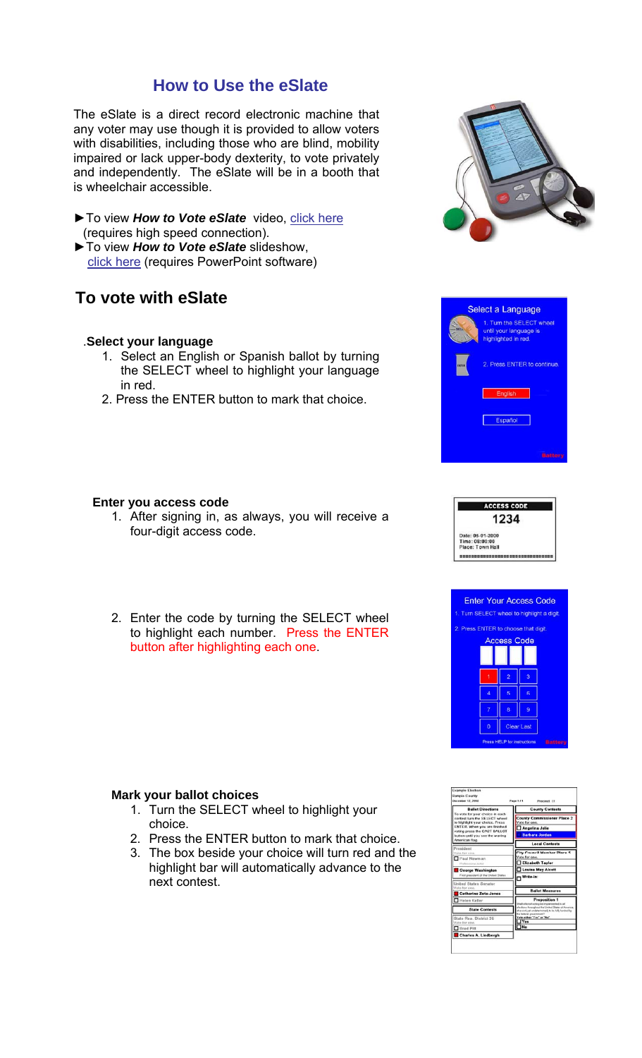# How to Use the eSlate

The eSlate is a direct record electronic machine that any voter may use though it is provided to allow voters with disabilities, including those who are blind, mobility impaired or lack upper-body dexterity, to vote privately and independently. The eSlate will be in a booth that is wheelchair accessible.

►To view ***How to Vote eSlate*** video, click here (requires high speed connection).
►To view ***How to Vote eSlate*** slideshow, click here (requires PowerPoint software)

## To vote with eSlate

### .Select your language

1. Select an English or Spanish ballot by turning the SELECT wheel to highlight your language in red.
2. Press the ENTER button to mark that choice.

### Enter you access code

1. After signing in, as always, you will receive a four-digit access code.
2. Enter the code by turning the SELECT wheel to highlight each number. Press the ENTER button after highlighting each one.

### Mark your ballot choices

1. Turn the SELECT wheel to highlight your choice.
2. Press the ENTER button to mark that choice.
3. The box beside your choice will turn red and the highlight bar will automatically advance to the next contest.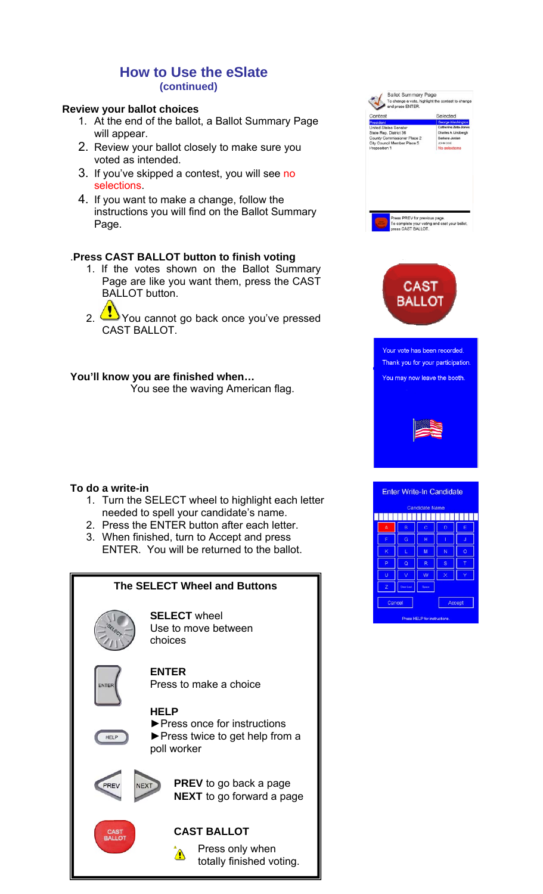# How to Use the eSlate
**(continued)**

**Review your ballot choices**

1. At the end of the ballot, a Ballot Summary Page will appear.
2. Review your ballot closely to make sure you voted as intended.
3. If you've skipped a contest, you will see no selections.
4. If you want to make a change, follow the instructions you will find on the Ballot Summary Page.

Ballot Summary Page
To change a vote, highlight the contest to change and press ENTER.

| Contest | Selected |
| --- | --- |
| President | George Washington |
| United States Senator | Catherine Zeta-Jones |
| State Rep. District 36 | Charles A. Lindbergh |
| County Commissioner Place 2 | Barbara Jordan |
| City Council Member Place 5 | JOHN DOE |
| Proposition 1 | No selections |

Press PREV for previous page.
To complete your voting and cast your ballot, press CAST BALLOT.

**.Press CAST BALLOT button to finish voting**

1. If the votes shown on the Ballot Summary Page are like you want them, press the CAST BALLOT button.
2. ⚠ You cannot go back once you've pressed CAST BALLOT.

CAST BALLOT

**You'll know you are finished when…**

You see the waving American flag.

Your vote has been recorded.
Thank you for your participation.
You may now leave the booth.

**To do a write-in**

1. Turn the SELECT wheel to highlight each letter needed to spell your candidate's name.
2. Press the ENTER button after each letter.
3. When finished, turn to Accept and press ENTER. You will be returned to the ballot.

Enter Write-In Candidate
Candidate Name
A B C D E F G H I J K L M N O P Q R S T U V W X Y Z Clear Last Space
Cancel Accept
Press HELP for instructions.

**The SELECT Wheel and Buttons**

**SELECT** wheel
Use to move between choices

**ENTER**
Press to make a choice

**HELP**
►Press once for instructions
►Press twice to get help from a poll worker

**PREV** to go back a page
**NEXT** to go forward a page

**CAST BALLOT**
⚠ Press only when totally finished voting.